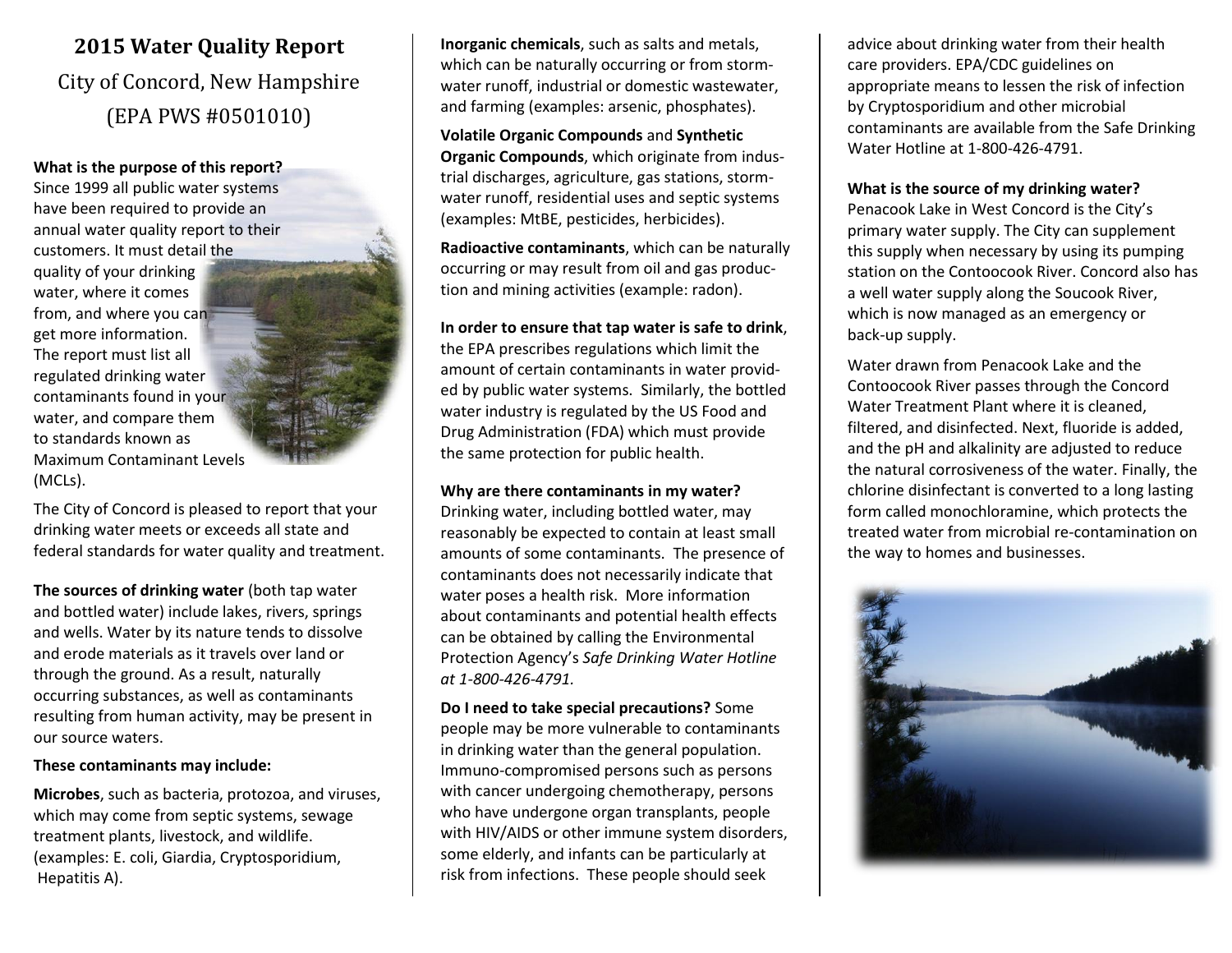# 2015 Water Quality Report

City of Concord, New Hampshire

(EPA PWS #0501010)

**What is the purpose of this report?** Since 1999 all public water systems have been required to provide an annual water quality report to their customers. It must detail the quality of your drinking water, where it comes from, and where you can get more information. The report must list all regulated drinking water contaminants found in your water, and compare them to standards known as Maximum Contaminant Levels (MCLs).

The City of Concord is pleased to report that your drinking water meets or exceeds all state and federal standards for water quality and treatment.

**The sources of drinking water** (both tap water and bottled water) include lakes, rivers, springs and wells. Water by its nature tends to dissolve and erode materials as it travels over land or through the ground. As a result, naturally occurring substances, as well as contaminants resulting from human activity, may be present in our source waters.

**These contaminants may include:**

**Microbes**, such as bacteria, protozoa, and viruses, which may come from septic systems, sewage treatment plants, livestock, and wildlife. (examples: E. coli, Giardia, Cryptosporidium, Hepatitis A).

**Inorganic chemicals**, such as salts and metals, which can be naturally occurring or from stormwater runoff, industrial or domestic wastewater, and farming (examples: arsenic, phosphates).

**Volatile Organic Compounds** and **Synthetic Organic Compounds**, which originate from industrial discharges, agriculture, gas stations, stormwater runoff, residential uses and septic systems (examples: MtBE, pesticides, herbicides).

**Radioactive contaminants**, which can be naturally occurring or may result from oil and gas production and mining activities (example: radon).

**In order to ensure that tap water is safe to drink**, the EPA prescribes regulations which limit the amount of certain contaminants in water provided by public water systems. Similarly, the bottled water industry is regulated by the US Food and Drug Administration (FDA) which must provide the same protection for public health.

**Why are there contaminants in my water?** Drinking water, including bottled water, may reasonably be expected to contain at least small amounts of some contaminants. The presence of contaminants does not necessarily indicate that water poses a health risk. More information about contaminants and potential health effects can be obtained by calling the Environmental Protection Agency's *Safe Drinking Water Hotline at 1-800-426-4791.*

**Do I need to take special precautions?** Some people may be more vulnerable to contaminants in drinking water than the general population. Immuno-compromised persons such as persons with cancer undergoing chemotherapy, persons who have undergone organ transplants, people with HIV/AIDS or other immune system disorders, some elderly, and infants can be particularly at risk from infections. These people should seek advice about drinking water from their health care providers. EPA/CDC guidelines on appropriate means to lessen the risk of infection by Cryptosporidium and other microbial contaminants are available from the Safe Drinking Water Hotline at 1-800-426-4791.

**What is the source of my drinking water?** Penacook Lake in West Concord is the City's primary water supply. The City can supplement this supply when necessary by using its pumping station on the Contoocook River. Concord also has a well water supply along the Soucook River, which is now managed as an emergency or back-up supply.

Water drawn from Penacook Lake and the Contoocook River passes through the Concord Water Treatment Plant where it is cleaned, filtered, and disinfected. Next, fluoride is added, and the pH and alkalinity are adjusted to reduce the natural corrosiveness of the water. Finally, the chlorine disinfectant is converted to a long lasting form called monochloramine, which protects the treated water from microbial re-contamination on the way to homes and businesses.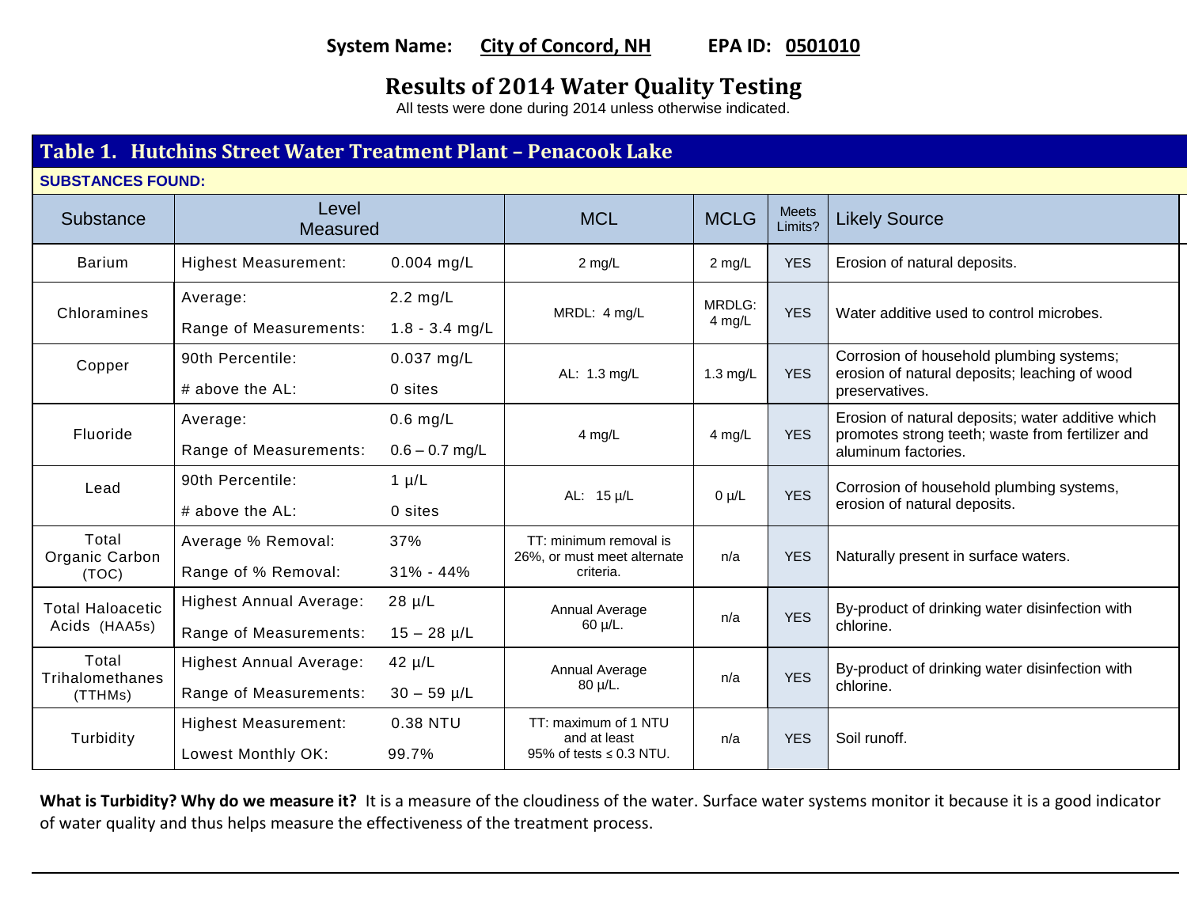**System Name:** City of Concord, NH **EPA ID:** 0501010

# Results of 2014 Water Quality Testing

All tests were done during 2014 unless otherwise indicated.

## Table 1. Hutchins Street Water Treatment Plant – Penacook Lake

**SUBSTANCES FOUND:**

| Substance | Level Measured | | MCL | MCLG | Meets Limits? | Likely Source |
|---|---|---|---|---|---|---|
| Barium | Highest Measurement: | 0.004 mg/L | 2 mg/L | 2 mg/L | YES | Erosion of natural deposits. |
| Chloramines | Average: | 2.2 mg/L | MRDL: 4 mg/L | MRDLG: 4 mg/L | YES | Water additive used to control microbes. |
| | Range of Measurements: | 1.8 - 3.4 mg/L | | | | |
| Copper | 90th Percentile: | 0.037 mg/L | AL: 1.3 mg/L | 1.3 mg/L | YES | Corrosion of household plumbing systems; erosion of natural deposits; leaching of wood preservatives. |
| | # above the AL: | 0 sites | | | | |
| Fluoride | Average: | 0.6 mg/L | 4 mg/L | 4 mg/L | YES | Erosion of natural deposits; water additive which promotes strong teeth; waste from fertilizer and aluminum factories. |
| | Range of Measurements: | 0.6 – 0.7 mg/L | | | | |
| Lead | 90th Percentile: | 1 µ/L | AL: 15 µ/L | 0 µ/L | YES | Corrosion of household plumbing systems, erosion of natural deposits. |
| | # above the AL: | 0 sites | | | | |
| Total Organic Carbon (TOC) | Average % Removal: | 37% | TT: minimum removal is 26%, or must meet alternate criteria. | n/a | YES | Naturally present in surface waters. |
| | Range of % Removal: | 31% - 44% | | | | |
| Total Haloacetic Acids (HAA5s) | Highest Annual Average: | 28 µ/L | Annual Average 60 µ/L. | n/a | YES | By-product of drinking water disinfection with chlorine. |
| | Range of Measurements: | 15 – 28 µ/L | | | | |
| Total Trihalomethanes (TTHMs) | Highest Annual Average: | 42 µ/L | Annual Average 80 µ/L. | n/a | YES | By-product of drinking water disinfection with chlorine. |
| | Range of Measurements: | 30 – 59 µ/L | | | | |
| Turbidity | Highest Measurement: | 0.38 NTU | TT: maximum of 1 NTU and at least 95% of tests ≤ 0.3 NTU. | n/a | YES | Soil runoff. |
| | Lowest Monthly OK: | 99.7% | | | | |

**What is Turbidity? Why do we measure it?** It is a measure of the cloudiness of the water. Surface water systems monitor it because it is a good indicator of water quality and thus helps measure the effectiveness of the treatment process.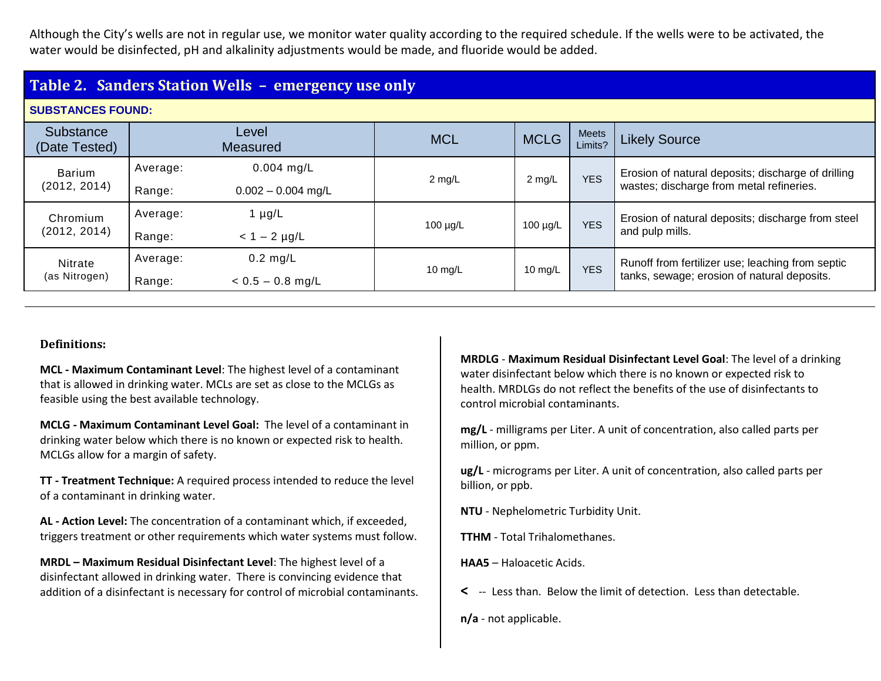Although the City's wells are not in regular use, we monitor water quality according to the required schedule. If the wells were to be activated, the water would be disinfected, pH and alkalinity adjustments would be made, and fluoride would be added.

## Table 2. Sanders Station Wells – emergency use only

**SUBSTANCES FOUND:**

| Substance (Date Tested) | Level Measured | | MCL | MCLG | Meets Limits? | Likely Source |
|---|---|---|---|---|---|---|
| Barium (2012, 2014) | Average: | 0.004 mg/L | 2 mg/L | 2 mg/L | YES | Erosion of natural deposits; discharge of drilling wastes; discharge from metal refineries. |
| | Range: | 0.002 – 0.004 mg/L | | | | |
| Chromium (2012, 2014) | Average: | 1 µg/L | 100 µg/L | 100 µg/L | YES | Erosion of natural deposits; discharge from steel and pulp mills. |
| | Range: | < 1 – 2 µg/L | | | | |
| Nitrate (as Nitrogen) | Average: | 0.2 mg/L | 10 mg/L | 10 mg/L | YES | Runoff from fertilizer use; leaching from septic tanks, sewage; erosion of natural deposits. |
| | Range: | < 0.5 – 0.8 mg/L | | | | |

**Definitions:**

**MCL - Maximum Contaminant Level**: The highest level of a contaminant that is allowed in drinking water. MCLs are set as close to the MCLGs as feasible using the best available technology.

**MCLG - Maximum Contaminant Level Goal:** The level of a contaminant in drinking water below which there is no known or expected risk to health. MCLGs allow for a margin of safety.

**TT - Treatment Technique:** A required process intended to reduce the level of a contaminant in drinking water.

**AL - Action Level:** The concentration of a contaminant which, if exceeded, triggers treatment or other requirements which water systems must follow.

**MRDL – Maximum Residual Disinfectant Level**: The highest level of a disinfectant allowed in drinking water. There is convincing evidence that addition of a disinfectant is necessary for control of microbial contaminants.

**MRDLG - Maximum Residual Disinfectant Level Goal**: The level of a drinking water disinfectant below which there is no known or expected risk to health. MRDLGs do not reflect the benefits of the use of disinfectants to control microbial contaminants.

**mg/L** - milligrams per Liter. A unit of concentration, also called parts per million, or ppm.

**ug/L** - micrograms per Liter. A unit of concentration, also called parts per billion, or ppb.

**NTU** - Nephelometric Turbidity Unit.

**TTHM** - Total Trihalomethanes.

**HAA5** – Haloacetic Acids.

**<** -- Less than. Below the limit of detection. Less than detectable.

**n/a** - not applicable.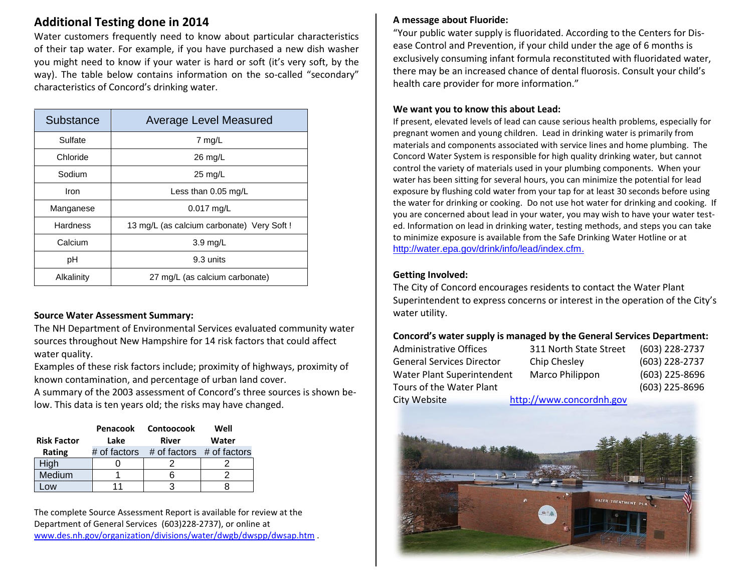## Additional Testing done in 2014

Water customers frequently need to know about particular characteristics of their tap water. For example, if you have purchased a new dish washer you might need to know if your water is hard or soft (it's very soft, by the way). The table below contains information on the so-called "secondary" characteristics of Concord's drinking water.

| Substance | Average Level Measured |
|---|---|
| Sulfate | 7 mg/L |
| Chloride | 26 mg/L |
| Sodium | 25 mg/L |
| Iron | Less than 0.05 mg/L |
| Manganese | 0.017 mg/L |
| Hardness | 13 mg/L (as calcium carbonate) Very Soft ! |
| Calcium | 3.9 mg/L |
| pH | 9.3 units |
| Alkalinity | 27 mg/L (as calcium carbonate) |

**Source Water Assessment Summary:**

The NH Department of Environmental Services evaluated community water sources throughout New Hampshire for 14 risk factors that could affect water quality.

Examples of these risk factors include; proximity of highways, proximity of known contamination, and percentage of urban land cover.

A summary of the 2003 assessment of Concord's three sources is shown below. This data is ten years old; the risks may have changed.

| Risk Factor Rating | Penacook Lake | Contoocook River | Well Water |
|---|---|---|---|
| | # of factors | # of factors | # of factors |
| High | 0 | 2 | 2 |
| Medium | 1 | 6 | 2 |
| Low | 11 | 3 | 8 |

The complete Source Assessment Report is available for review at the Department of General Services (603)228-2737), or online at www.des.nh.gov/organization/divisions/water/dwgb/dwspp/dwsap.htm .

**A message about Fluoride:**

"Your public water supply is fluoridated. According to the Centers for Disease Control and Prevention, if your child under the age of 6 months is exclusively consuming infant formula reconstituted with fluoridated water, there may be an increased chance of dental fluorosis. Consult your child's health care provider for more information."

**We want you to know this about Lead:**

If present, elevated levels of lead can cause serious health problems, especially for pregnant women and young children. Lead in drinking water is primarily from materials and components associated with service lines and home plumbing. The Concord Water System is responsible for high quality drinking water, but cannot control the variety of materials used in your plumbing components. When your water has been sitting for several hours, you can minimize the potential for lead exposure by flushing cold water from your tap for at least 30 seconds before using the water for drinking or cooking. Do not use hot water for drinking and cooking. If you are concerned about lead in your water, you may wish to have your water tested. Information on lead in drinking water, testing methods, and steps you can take to minimize exposure is available from the Safe Drinking Water Hotline or at http://water.epa.gov/drink/info/lead/index.cfm.

**Getting Involved:**

The City of Concord encourages residents to contact the Water Plant Superintendent to express concerns or interest in the operation of the City's water utility.

**Concord's water supply is managed by the General Services Department:**

| | | |
|---|---|---|
| Administrative Offices | 311 North State Street | (603) 228-2737 |
| General Services Director | Chip Chesley | (603) 228-2737 |
| Water Plant Superintendent | Marco Philippon | (603) 225-8696 |
| Tours of the Water Plant | | (603) 225-8696 |
| City Website | http://www.concordnh.gov | |